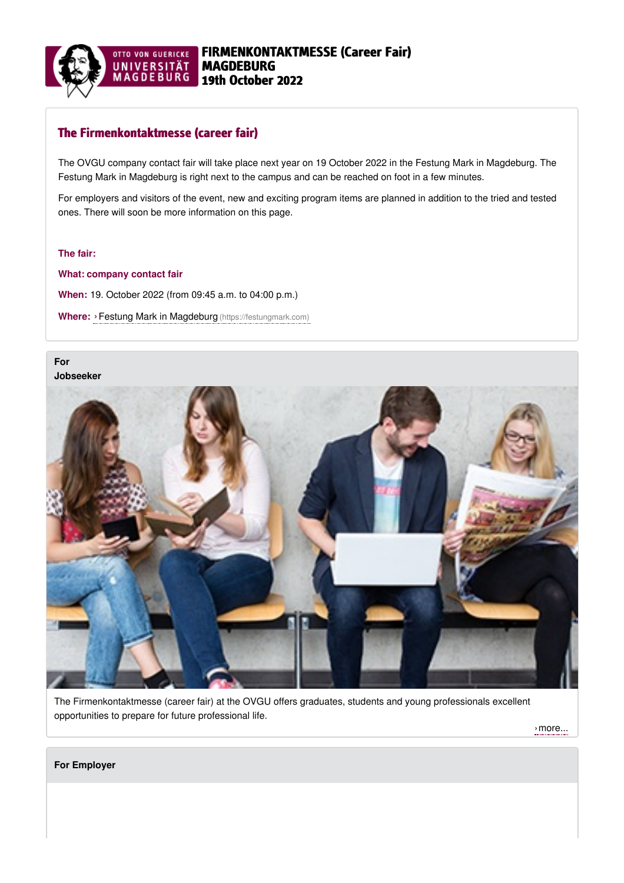OTTO VON GUERICKE UNIVERSITÄT MAGDEBURG

# FIRMENKONTAKTMESSE (Career Fair) MAGDEBURG 19th October 2022

## The Firmenkontaktmesse (career fair)

The OVGU company contact fair will take place next year on 19 October 2022 in the Festung Mark in Magdeburg. The Festung Mark in Magdeburg is right next to the campus and can be reached on foot in a few minutes.

For employers and visitors of the event, new and exciting program items are planned in addition to the tried and tested ones. There will soon be more information on this page.

**The fair:**

**What: company contact fair**

**When:** 19. October 2022 (from 09:45 a.m. to 04:00 p.m.)

**Where:** › Festung Mark in Magdeburg (https://festungmark.com)

**For Jobseeker**

The Firmenkontaktmesse (career fair) at the OVGU offers graduates, students and young professionals excellent opportunities to prepare for future professional life.

› more...

**For Employer**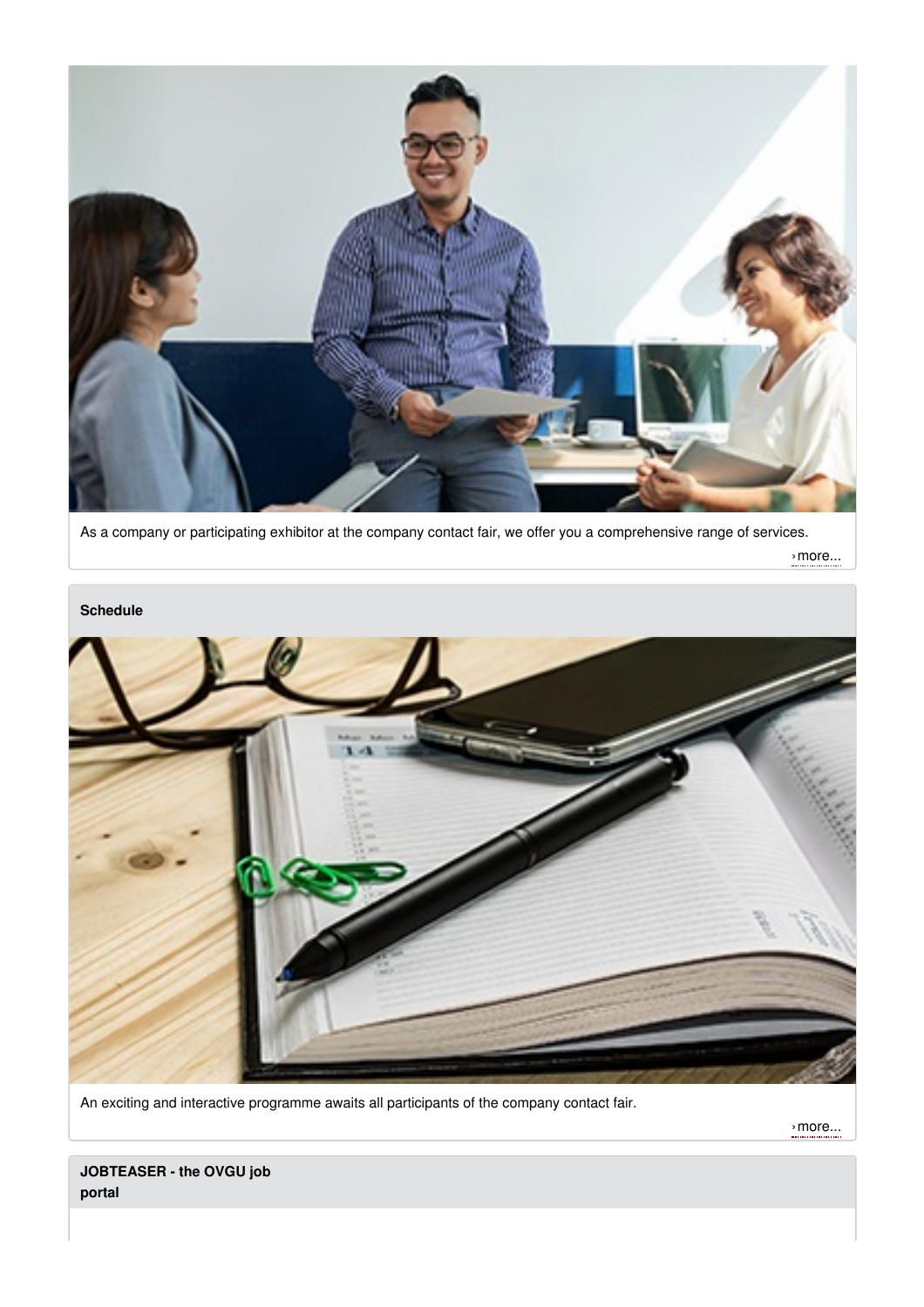As a company or participating exhibitor at the company contact fair, we offer you a comprehensive range of services.

› more...

**Schedule**

An exciting and interactive programme awaits all participants of the company contact fair.

› more...

**JOBTEASER - the OVGU job portal**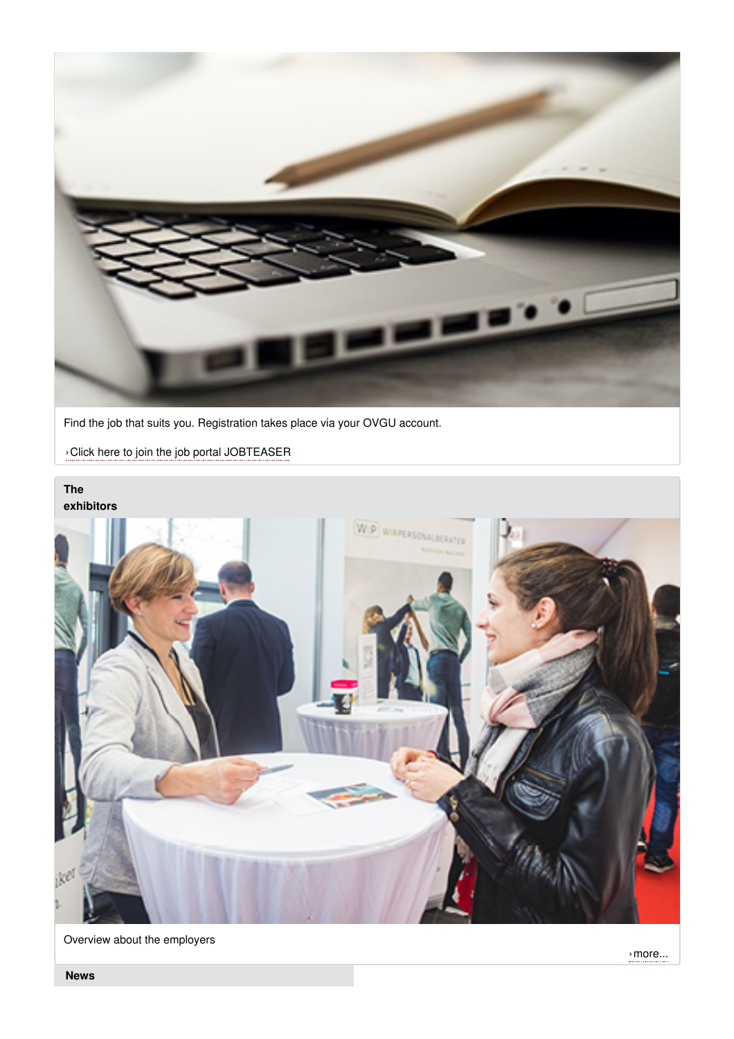Find the job that suits you. Registration takes place via your OVGU account.

› Click here to join the job portal JOBTEASER

**The exhibitors**

Overview about the employers

› more...

**News**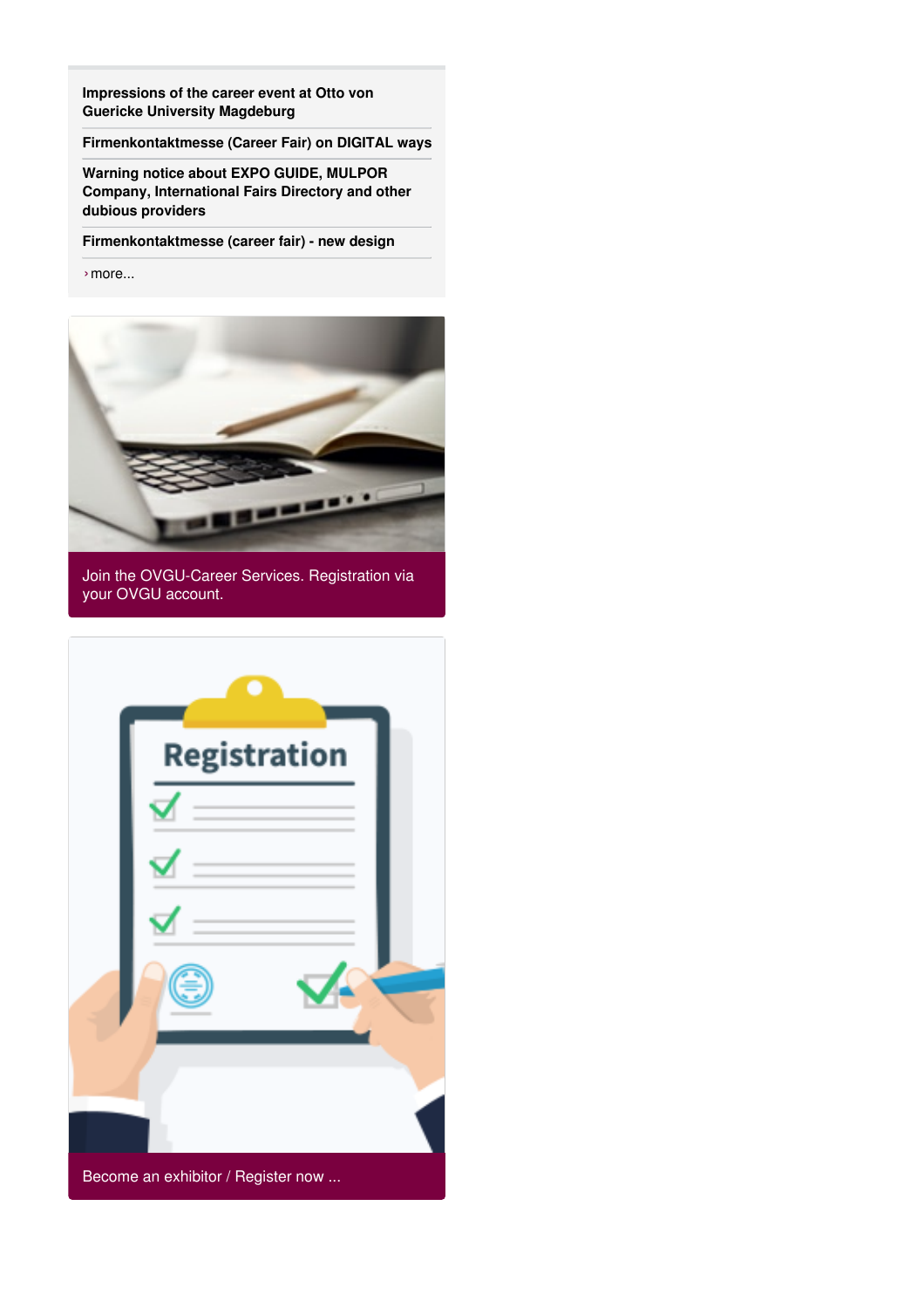**Impressions of the career event at Otto von Guericke University Magdeburg**

**Firmenkontaktmesse (Career Fair) on DIGITAL ways**

**Warning notice about EXPO GUIDE, MULPOR Company, International Fairs Directory and other dubious providers**

**Firmenkontaktmesse (career fair) - new design**

› more...

Join the OVGU-Career Services. Registration via your OVGU account.

Become an exhibitor / Register now ...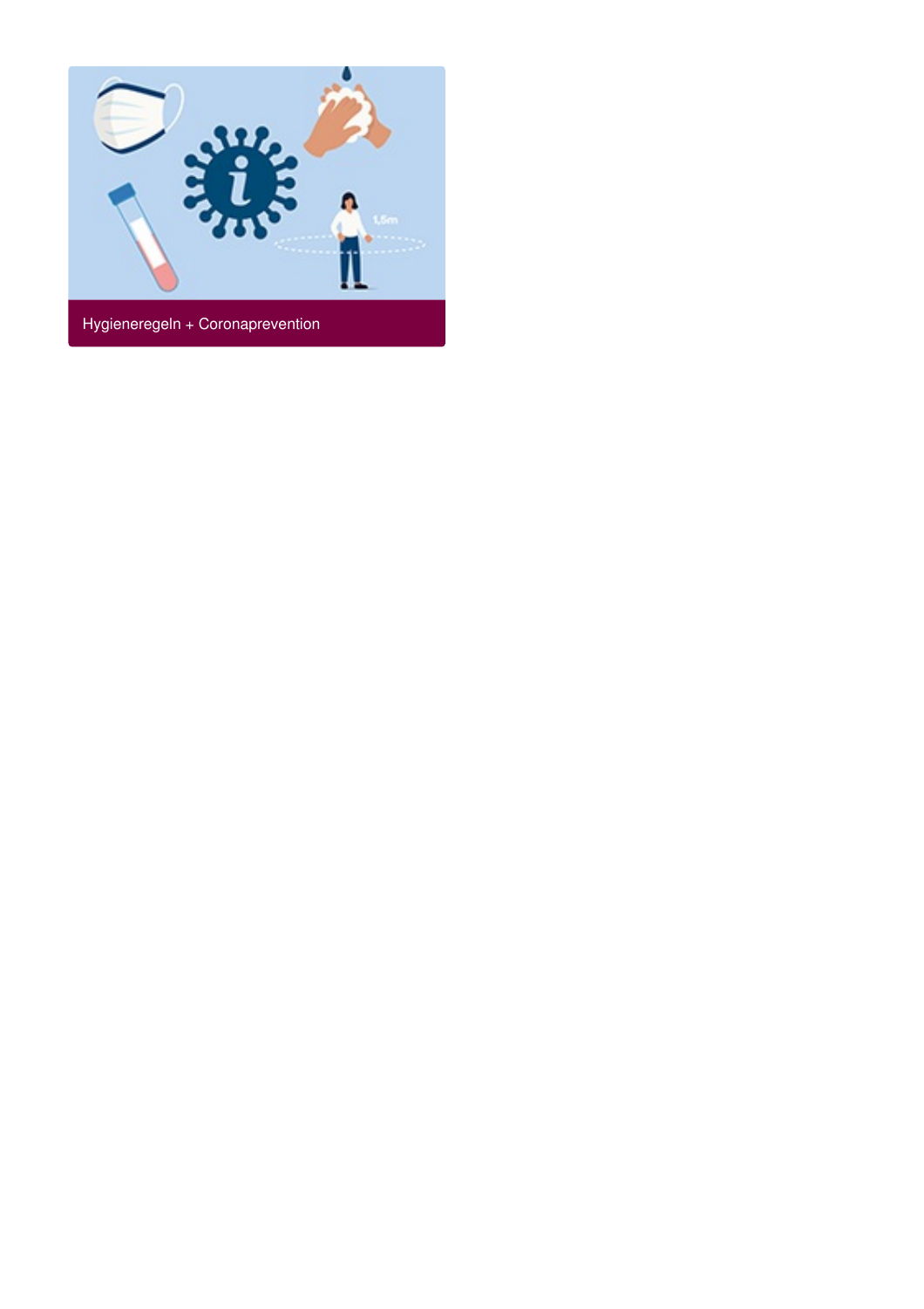Hygieneregeln + Coronaprevention